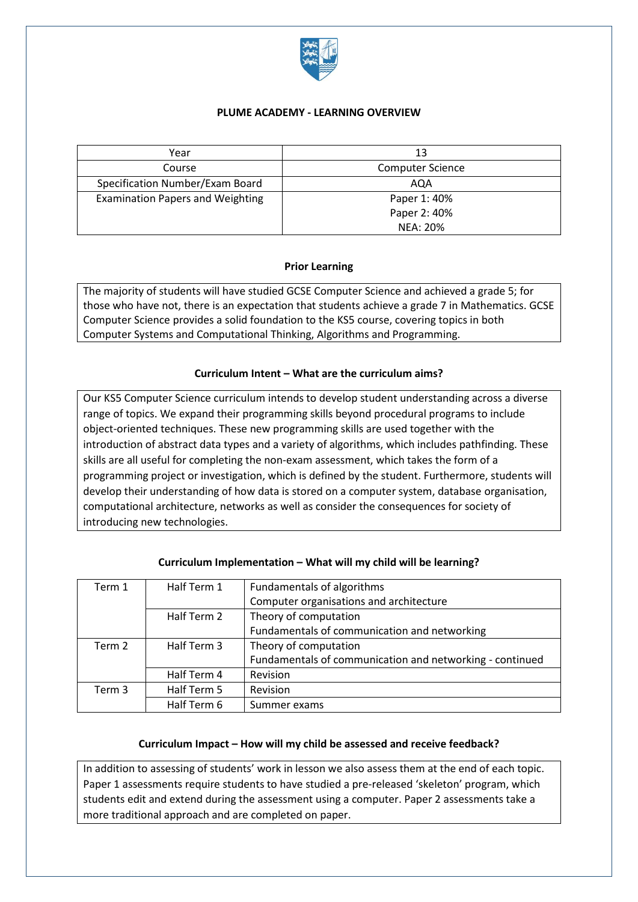# PLUME ACADEMY - LEARNING OVERVIEW

| Year | 13 |
|---|---|
| Course | Computer Science |
| Specification Number/Exam Board | AQA |
| Examination Papers and Weighting | Paper 1: 40%<br>Paper 2: 40%<br>NEA: 20% |

## Prior Learning

The majority of students will have studied GCSE Computer Science and achieved a grade 5; for those who have not, there is an expectation that students achieve a grade 7 in Mathematics. GCSE Computer Science provides a solid foundation to the KS5 course, covering topics in both Computer Systems and Computational Thinking, Algorithms and Programming.

## Curriculum Intent – What are the curriculum aims?

Our KS5 Computer Science curriculum intends to develop student understanding across a diverse range of topics. We expand their programming skills beyond procedural programs to include object-oriented techniques. These new programming skills are used together with the introduction of abstract data types and a variety of algorithms, which includes pathfinding. These skills are all useful for completing the non-exam assessment, which takes the form of a programming project or investigation, which is defined by the student. Furthermore, students will develop their understanding of how data is stored on a computer system, database organisation, computational architecture, networks as well as consider the consequences for society of introducing new technologies.

## Curriculum Implementation – What will my child will be learning?

| Term | Half Term | Content |
|---|---|---|
| Term 1 | Half Term 1 | Fundamentals of algorithms<br>Computer organisations and architecture |
| | Half Term 2 | Theory of computation<br>Fundamentals of communication and networking |
| Term 2 | Half Term 3 | Theory of computation<br>Fundamentals of communication and networking - continued |
| | Half Term 4 | Revision |
| Term 3 | Half Term 5 | Revision |
| | Half Term 6 | Summer exams |

## Curriculum Impact – How will my child be assessed and receive feedback?

In addition to assessing of students' work in lesson we also assess them at the end of each topic. Paper 1 assessments require students to have studied a pre-released 'skeleton' program, which students edit and extend during the assessment using a computer. Paper 2 assessments take a more traditional approach and are completed on paper.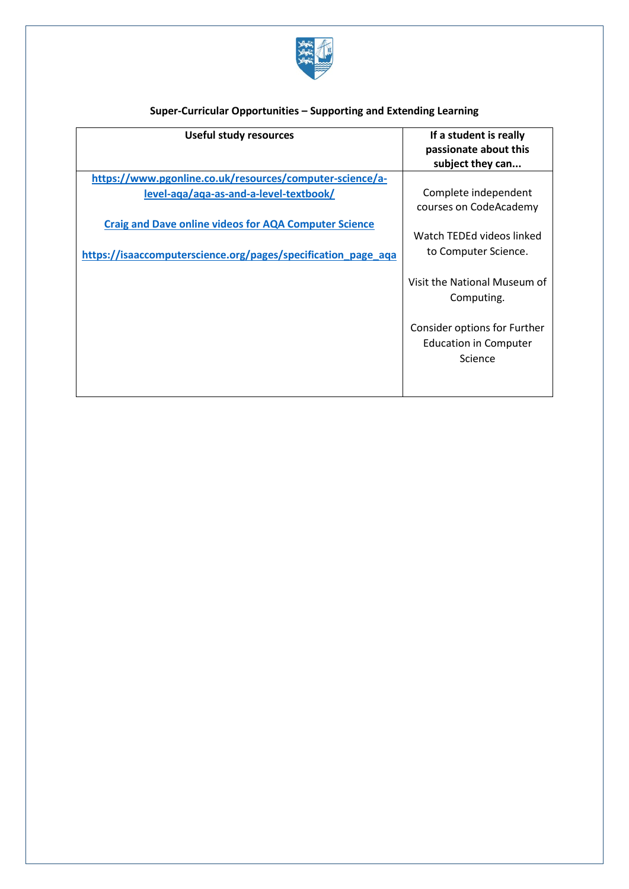**Super-Curricular Opportunities – Supporting and Extending Learning**

| Useful study resources | If a student is really passionate about this subject they can... |
|---|---|
| https://www.pgonline.co.uk/resources/computer-science/a-level-aqa/aqa-as-and-a-level-textbook/<br><br>Craig and Dave online videos for AQA Computer Science<br><br>https://isaaccomputerscience.org/pages/specification_page_aqa | Complete independent courses on CodeAcademy<br><br>Watch TEDEd videos linked to Computer Science.<br><br>Visit the National Museum of Computing.<br><br>Consider options for Further Education in Computer Science |